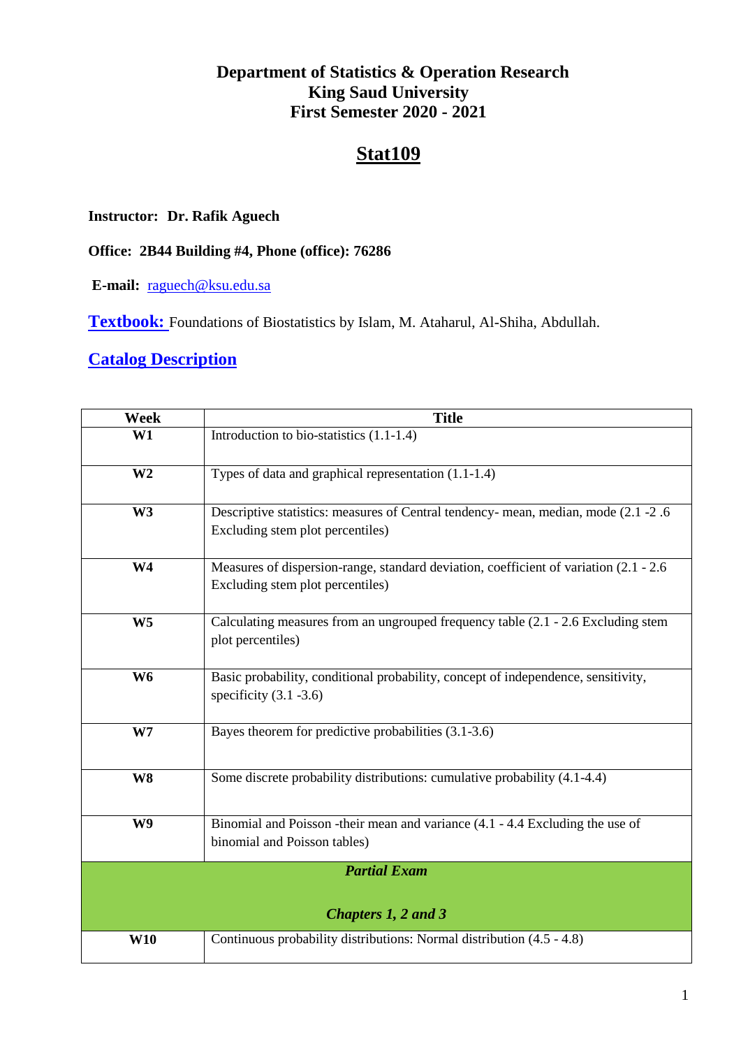**Department of Statistics & Operation Research**
**King Saud University**
**First Semester 2020 - 2021**

# Stat109

**Instructor: Dr. Rafik Aguech**

**Office: 2B44 Building #4, Phone (office): 76286**

**E-mail:** raguech@ksu.edu.sa

**Textbook:** Foundations of Biostatistics by Islam, M. Ataharul, Al-Shiha, Abdullah.

## Catalog Description

| Week | Title |
|---|---|
| **W1** | Introduction to bio-statistics (1.1-1.4) |
| **W2** | Types of data and graphical representation (1.1-1.4) |
| **W3** | Descriptive statistics: measures of Central tendency- mean, median, mode (2.1 -2 .6 Excluding stem plot percentiles) |
| **W4** | Measures of dispersion-range, standard deviation, coefficient of variation (2.1 - 2.6 Excluding stem plot percentiles) |
| **W5** | Calculating measures from an ungrouped frequency table (2.1 - 2.6 Excluding stem plot percentiles) |
| **W6** | Basic probability, conditional probability, concept of independence, sensitivity, specificity (3.1 -3.6) |
| **W7** | Bayes theorem for predictive probabilities (3.1-3.6) |
| **W8** | Some discrete probability distributions: cumulative probability (4.1-4.4) |
| **W9** | Binomial and Poisson -their mean and variance (4.1 - 4.4 Excluding the use of binomial and Poisson tables) |
| ***Partial Exam*** ***Chapters 1, 2 and 3*** | |
| **W10** | Continuous probability distributions: Normal distribution (4.5 - 4.8) |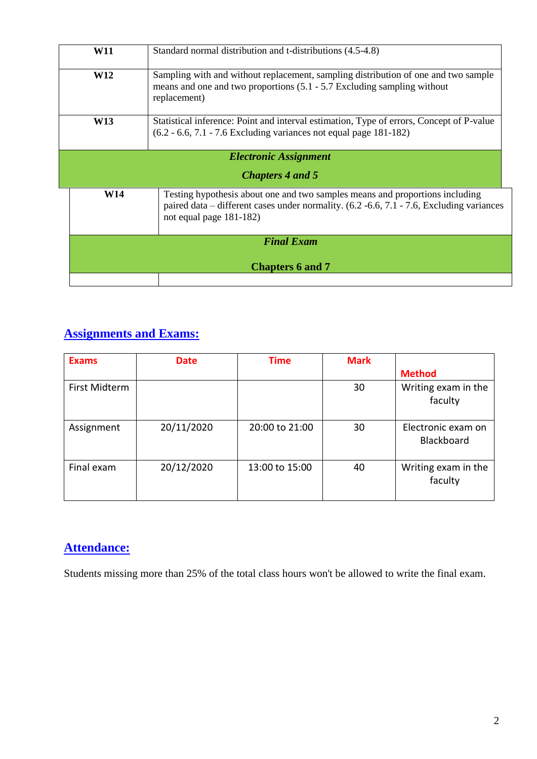| | |
|---|---|
| **W11** | Standard normal distribution and t-distributions (4.5-4.8) |
| **W12** | Sampling with and without replacement, sampling distribution of one and two sample means and one and two proportions (5.1 - 5.7 Excluding sampling without replacement) |
| **W13** | Statistical inference: Point and interval estimation, Type of errors, Concept of P-value (6.2 - 6.6, 7.1 - 7.6 Excluding variances not equal page 181-182) |
| ***Electronic Assignment*** ***Chapters 4 and 5*** | |
| **W14** | Testing hypothesis about one and two samples means and proportions including paired data – different cases under normality. (6.2 -6.6, 7.1 - 7.6, Excluding variances not equal page 181-182) |
| ***Final Exam*** **Chapters 6 and 7** | |
| | |

## Assignments and Exams:

| Exams | Date | Time | Mark | Method |
|---|---|---|---|---|
| First Midterm | | | 30 | Writing exam in the faculty |
| Assignment | 20/11/2020 | 20:00 to 21:00 | 30 | Electronic exam on Blackboard |
| Final exam | 20/12/2020 | 13:00 to 15:00 | 40 | Writing exam in the faculty |

## Attendance:

Students missing more than 25% of the total class hours won't be allowed to write the final exam.